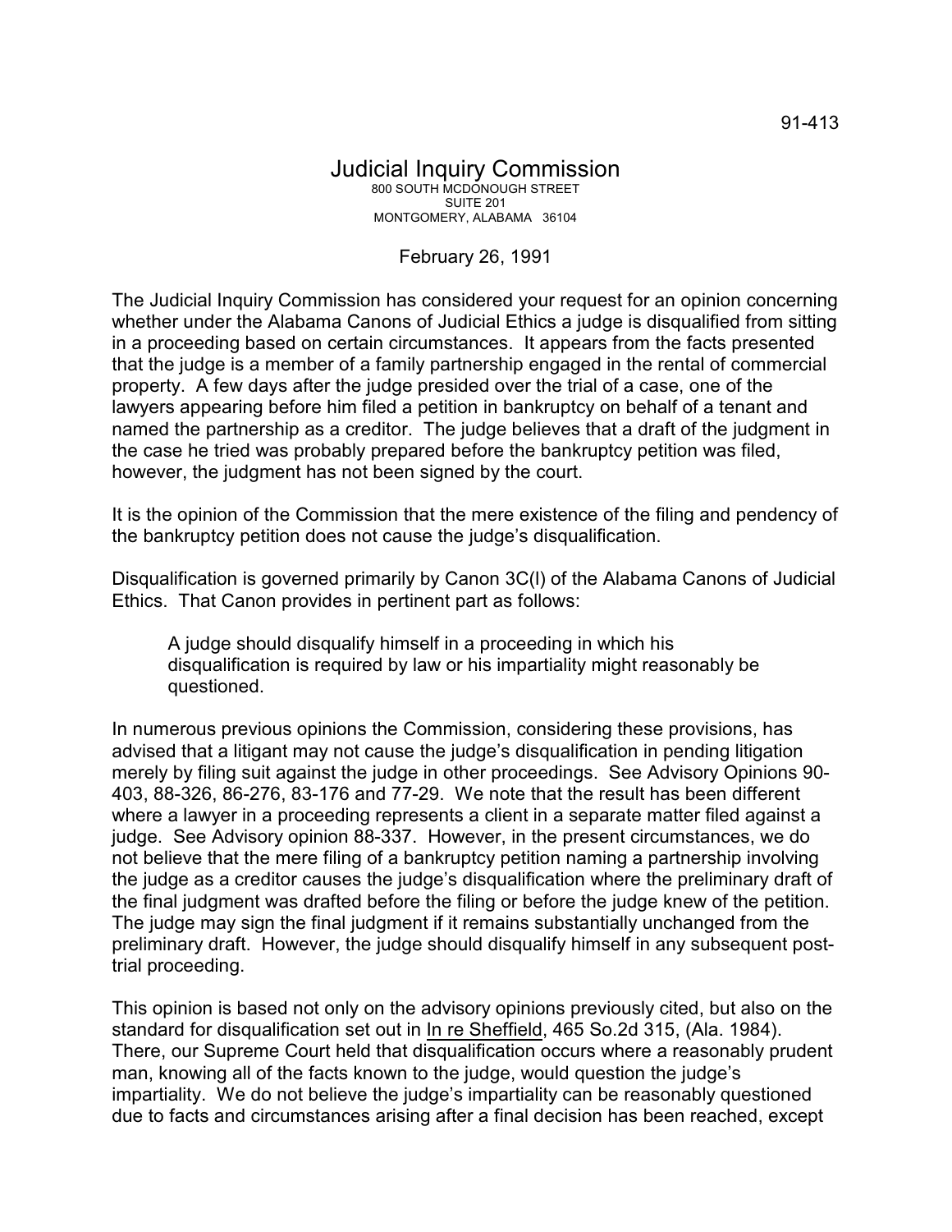91-413

# Judicial Inquiry Commission

800 SOUTH MCDONOUGH STREET
SUITE 201
MONTGOMERY, ALABAMA 36104

February 26, 1991

The Judicial Inquiry Commission has considered your request for an opinion concerning whether under the Alabama Canons of Judicial Ethics a judge is disqualified from sitting in a proceeding based on certain circumstances. It appears from the facts presented that the judge is a member of a family partnership engaged in the rental of commercial property. A few days after the judge presided over the trial of a case, one of the lawyers appearing before him filed a petition in bankruptcy on behalf of a tenant and named the partnership as a creditor. The judge believes that a draft of the judgment in the case he tried was probably prepared before the bankruptcy petition was filed, however, the judgment has not been signed by the court.

It is the opinion of the Commission that the mere existence of the filing and pendency of the bankruptcy petition does not cause the judge's disqualification.

Disqualification is governed primarily by Canon 3C(l) of the Alabama Canons of Judicial Ethics. That Canon provides in pertinent part as follows:

> A judge should disqualify himself in a proceeding in which his disqualification is required by law or his impartiality might reasonably be questioned.

In numerous previous opinions the Commission, considering these provisions, has advised that a litigant may not cause the judge's disqualification in pending litigation merely by filing suit against the judge in other proceedings. See Advisory Opinions 90-403, 88-326, 86-276, 83-176 and 77-29. We note that the result has been different where a lawyer in a proceeding represents a client in a separate matter filed against a judge. See Advisory opinion 88-337. However, in the present circumstances, we do not believe that the mere filing of a bankruptcy petition naming a partnership involving the judge as a creditor causes the judge's disqualification where the preliminary draft of the final judgment was drafted before the filing or before the judge knew of the petition. The judge may sign the final judgment if it remains substantially unchanged from the preliminary draft. However, the judge should disqualify himself in any subsequent post-trial proceeding.

This opinion is based not only on the advisory opinions previously cited, but also on the standard for disqualification set out in In re Sheffield, 465 So.2d 315, (Ala. 1984). There, our Supreme Court held that disqualification occurs where a reasonably prudent man, knowing all of the facts known to the judge, would question the judge's impartiality. We do not believe the judge's impartiality can be reasonably questioned due to facts and circumstances arising after a final decision has been reached, except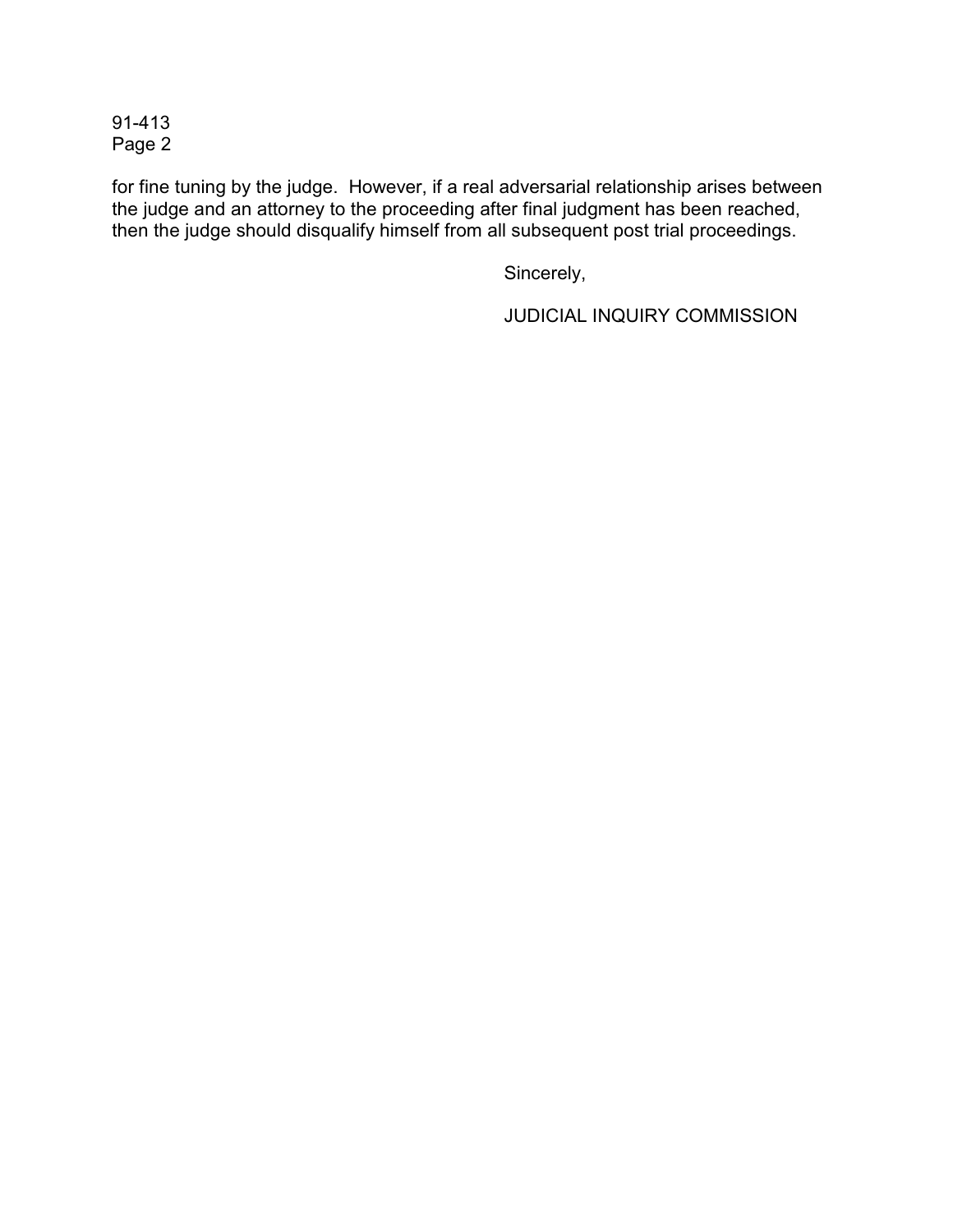for fine tuning by the judge. However, if a real adversarial relationship arises between the judge and an attorney to the proceeding after final judgment has been reached, then the judge should disqualify himself from all subsequent post trial proceedings.

Sincerely,

JUDICIAL INQUIRY COMMISSION